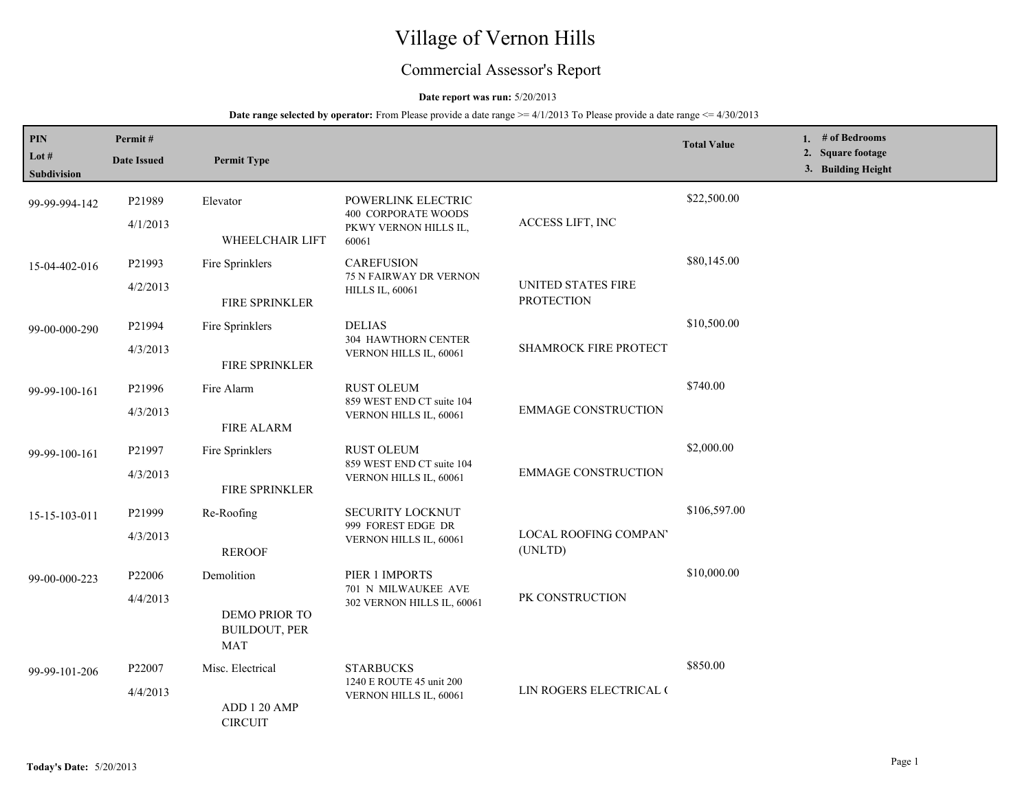# Village of Vernon Hills

## Commercial Assessor's Report

**Date report was run:** 5/20/2013

**Date range selected by operator:** From Please provide a date range >= 4/1/2013 To Please provide a date range <= 4/30/2013

| PIN / Lot # / Subdivision | Permit # / Date Issued | Permit Type | | | Total Value | 1. # of Bedrooms 2. Square footage 3. Building Height |
|---|---|---|---|---|---|---|
| 99-99-994-142 | P21989 4/1/2013 | Elevator WHEELCHAIR LIFT | POWERLINK ELECTRIC 400 CORPORATE WOODS PKWY VERNON HILLS IL, 60061 | ACCESS LIFT, INC | $22,500.00 | |
| 15-04-402-016 | P21993 4/2/2013 | Fire Sprinklers FIRE SPRINKLER | CAREFUSION 75 N FAIRWAY DR VERNON HILLS IL, 60061 | UNITED STATES FIRE PROTECTION | $80,145.00 | |
| 99-00-000-290 | P21994 4/3/2013 | Fire Sprinklers FIRE SPRINKLER | DELIAS 304 HAWTHORN CENTER VERNON HILLS IL, 60061 | SHAMROCK FIRE PROTECT | $10,500.00 | |
| 99-99-100-161 | P21996 4/3/2013 | Fire Alarm FIRE ALARM | RUST OLEUM 859 WEST END CT suite 104 VERNON HILLS IL, 60061 | EMMAGE CONSTRUCTION | $740.00 | |
| 99-99-100-161 | P21997 4/3/2013 | Fire Sprinklers FIRE SPRINKLER | RUST OLEUM 859 WEST END CT suite 104 VERNON HILLS IL, 60061 | EMMAGE CONSTRUCTION | $2,000.00 | |
| 15-15-103-011 | P21999 4/3/2013 | Re-Roofing REROOF | SECURITY LOCKNUT 999 FOREST EDGE DR VERNON HILLS IL, 60061 | LOCAL ROOFING COMPAN' (UNLTD) | $106,597.00 | |
| 99-00-000-223 | P22006 4/4/2013 | Demolition DEMO PRIOR TO BUILDOUT, PER MAT | PIER 1 IMPORTS 701 N MILWAUKEE AVE 302 VERNON HILLS IL, 60061 | PK CONSTRUCTION | $10,000.00 | |
| 99-99-101-206 | P22007 4/4/2013 | Misc. Electrical ADD 1 20 AMP CIRCUIT | STARBUCKS 1240 E ROUTE 45 unit 200 VERNON HILLS IL, 60061 | LIN ROGERS ELECTRICAL ( | $850.00 | |

**Today's Date:** 5/20/2013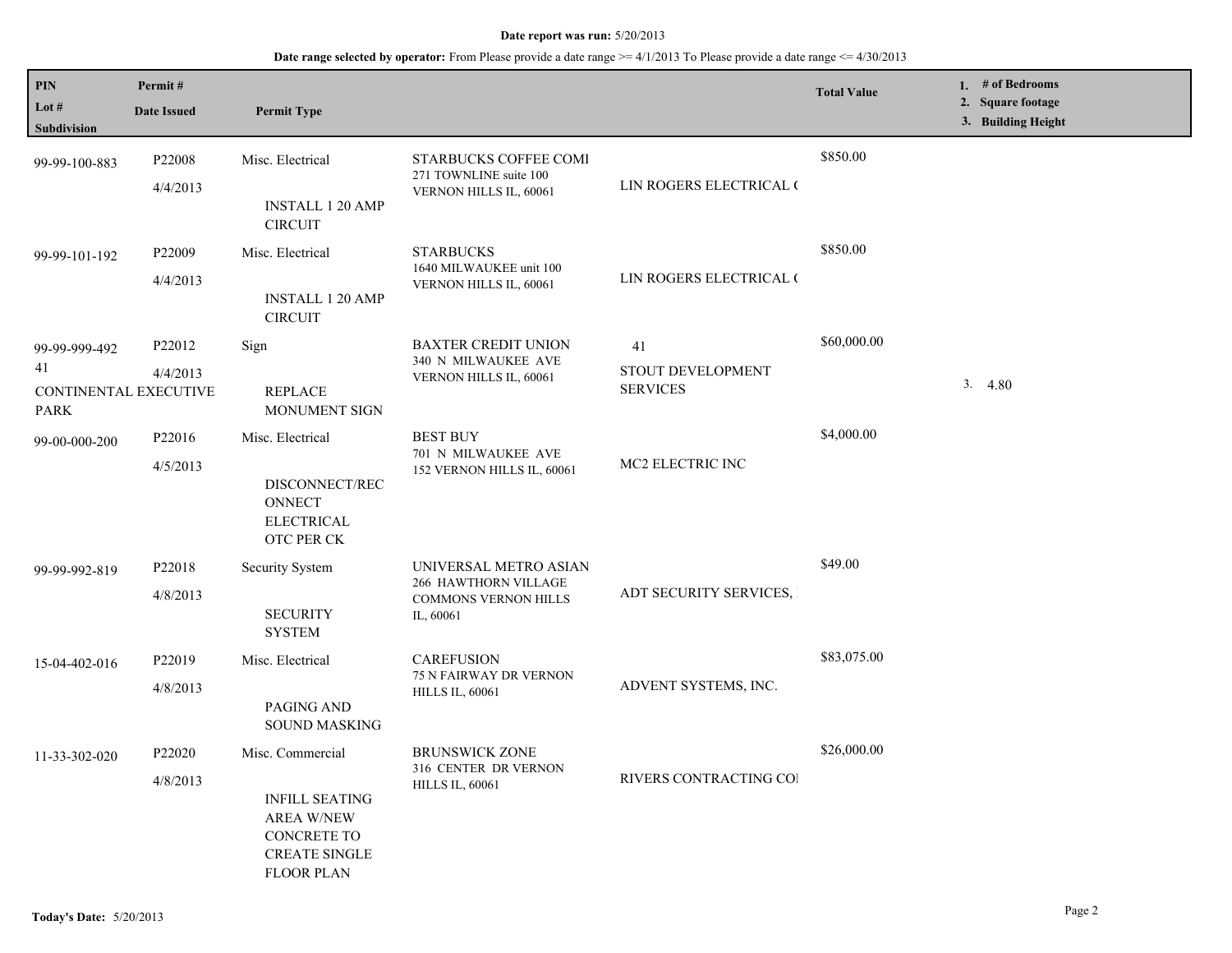**Date report was run:** 5/20/2013

**Date range selected by operator:** From Please provide a date range >= 4/1/2013 To Please provide a date range <= 4/30/2013

| PIN / Lot # / Subdivision | Permit # / Date Issued | Permit Type | | | Total Value | 1. # of Bedrooms 2. Square footage 3. Building Height |
|---|---|---|---|---|---|---|
| 99-99-100-883 | P22008 4/4/2013 | Misc. Electrical INSTALL 1 20 AMP CIRCUIT | STARBUCKS COFFEE COMI 271 TOWNLINE suite 100 VERNON HILLS IL, 60061 | LIN ROGERS ELECTRICAL ( | $850.00 | |
| 99-99-101-192 | P22009 4/4/2013 | Misc. Electrical INSTALL 1 20 AMP CIRCUIT | STARBUCKS 1640 MILWAUKEE unit 100 VERNON HILLS IL, 60061 | LIN ROGERS ELECTRICAL ( | $850.00 | |
| 99-99-999-492 41 CONTINENTAL EXECUTIVE PARK | P22012 4/4/2013 | Sign REPLACE MONUMENT SIGN | BAXTER CREDIT UNION 340 N MILWAUKEE AVE VERNON HILLS IL, 60061 | 41 STOUT DEVELOPMENT SERVICES | $60,000.00 | 3. 4.80 |
| 99-00-000-200 | P22016 4/5/2013 | Misc. Electrical DISCONNECT/RECONNECT ELECTRICAL OTC PER CK | BEST BUY 701 N MILWAUKEE AVE 152 VERNON HILLS IL, 60061 | MC2 ELECTRIC INC | $4,000.00 | |
| 99-99-992-819 | P22018 4/8/2013 | Security System SECURITY SYSTEM | UNIVERSAL METRO ASIAN 266 HAWTHORN VILLAGE COMMONS VERNON HILLS IL, 60061 | ADT SECURITY SERVICES, | $49.00 | |
| 15-04-402-016 | P22019 4/8/2013 | Misc. Electrical PAGING AND SOUND MASKING | CAREFUSION 75 N FAIRWAY DR VERNON HILLS IL, 60061 | ADVENT SYSTEMS, INC. | $83,075.00 | |
| 11-33-302-020 | P22020 4/8/2013 | Misc. Commercial INFILL SEATING AREA W/NEW CONCRETE TO CREATE SINGLE FLOOR PLAN | BRUNSWICK ZONE 316 CENTER DR VERNON HILLS IL, 60061 | RIVERS CONTRACTING COI | $26,000.00 | |

**Today's Date:** 5/20/2013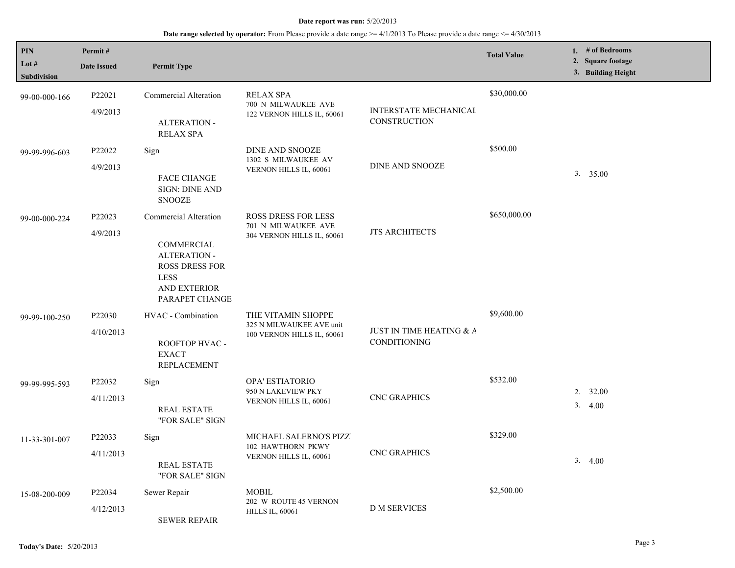**Date report was run:** 5/20/2013

**Date range selected by operator:** From Please provide a date range >= 4/1/2013 To Please provide a date range <= 4/30/2013

| PIN<br>Lot #<br>Subdivision | Permit #<br>Date Issued | Permit Type | | | Total Value | 1. # of Bedrooms<br>2. Square footage<br>3. Building Height |
|---|---|---|---|---|---|---|
| 99-00-000-166 | P22021<br>4/9/2013 | Commercial Alteration<br>ALTERATION - RELAX SPA | RELAX SPA<br>700 N MILWAUKEE AVE<br>122 VERNON HILLS IL, 60061 | INTERSTATE MECHANICAL CONSTRUCTION | $30,000.00 | |
| 99-99-996-603 | P22022<br>4/9/2013 | Sign<br>FACE CHANGE SIGN: DINE AND SNOOZE | DINE AND SNOOZE<br>1302 S MILWAUKEE AV<br>VERNON HILLS IL, 60061 | DINE AND SNOOZE | $500.00 | 3. 35.00 |
| 99-00-000-224 | P22023<br>4/9/2013 | Commercial Alteration<br>COMMERCIAL ALTERATION - ROSS DRESS FOR LESS AND EXTERIOR PARAPET CHANGE | ROSS DRESS FOR LESS<br>701 N MILWAUKEE AVE<br>304 VERNON HILLS IL, 60061 | JTS ARCHITECTS | $650,000.00 | |
| 99-99-100-250 | P22030<br>4/10/2013 | HVAC - Combination<br>ROOFTOP HVAC - EXACT REPLACEMENT | THE VITAMIN SHOPPE<br>325 N MILWAUKEE AVE unit<br>100 VERNON HILLS IL, 60061 | JUST IN TIME HEATING & A CONDITIONING | $9,600.00 | |
| 99-99-995-593 | P22032<br>4/11/2013 | Sign<br>REAL ESTATE "FOR SALE" SIGN | OPA' ESTIATORIO<br>950 N LAKEVIEW PKY<br>VERNON HILLS IL, 60061 | CNC GRAPHICS | $532.00 | 2. 32.00<br>3. 4.00 |
| 11-33-301-007 | P22033<br>4/11/2013 | Sign<br>REAL ESTATE "FOR SALE" SIGN | MICHAEL SALERNO'S PIZZ<br>102 HAWTHORN PKWY<br>VERNON HILLS IL, 60061 | CNC GRAPHICS | $329.00 | 3. 4.00 |
| 15-08-200-009 | P22034<br>4/12/2013 | Sewer Repair<br>SEWER REPAIR | MOBIL<br>202 W ROUTE 45 VERNON HILLS IL, 60061 | D M SERVICES | $2,500.00 | |

**Today's Date:** 5/20/2013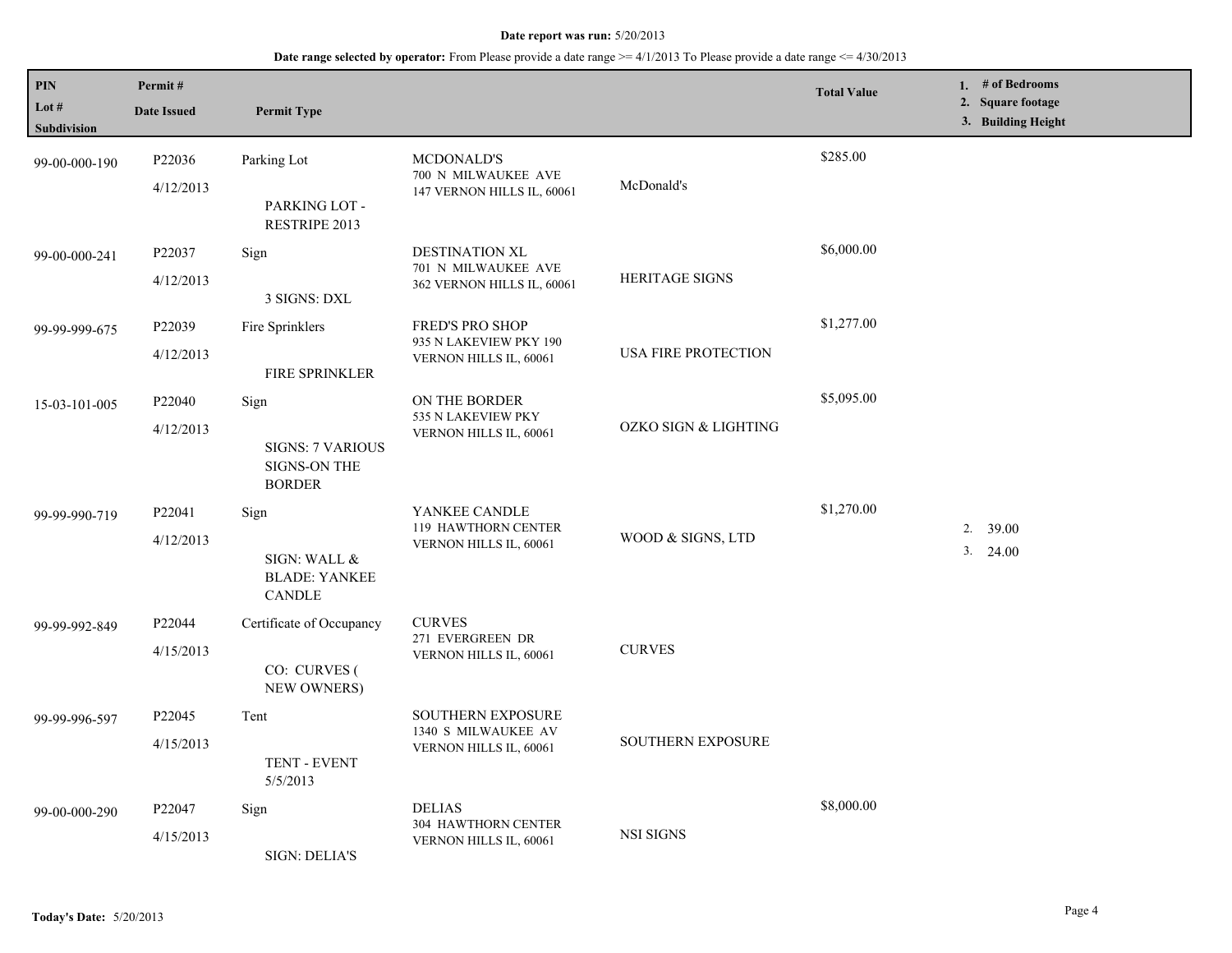**Date report was run:** 5/20/2013

**Date range selected by operator:** From Please provide a date range >= 4/1/2013 To Please provide a date range <= 4/30/2013

| PIN / Lot # / Subdivision | Permit # / Date Issued | Permit Type | | | Total Value | 1. # of Bedrooms 2. Square footage 3. Building Height |
|---|---|---|---|---|---|---|
| 99-00-000-190 | P22036 4/12/2013 | Parking Lot PARKING LOT - RESTRIPE 2013 | MCDONALD'S 700 N MILWAUKEE AVE 147 VERNON HILLS IL, 60061 | McDonald's | $285.00 | |
| 99-00-000-241 | P22037 4/12/2013 | Sign 3 SIGNS: DXL | DESTINATION XL 701 N MILWAUKEE AVE 362 VERNON HILLS IL, 60061 | HERITAGE SIGNS | $6,000.00 | |
| 99-99-999-675 | P22039 4/12/2013 | Fire Sprinklers FIRE SPRINKLER | FRED'S PRO SHOP 935 N LAKEVIEW PKY 190 VERNON HILLS IL, 60061 | USA FIRE PROTECTION | $1,277.00 | |
| 15-03-101-005 | P22040 4/12/2013 | Sign SIGNS: 7 VARIOUS SIGNS-ON THE BORDER | ON THE BORDER 535 N LAKEVIEW PKY VERNON HILLS IL, 60061 | OZKO SIGN & LIGHTING | $5,095.00 | |
| 99-99-990-719 | P22041 4/12/2013 | Sign SIGN: WALL & BLADE: YANKEE CANDLE | YANKEE CANDLE 119 HAWTHORN CENTER VERNON HILLS IL, 60061 | WOOD & SIGNS, LTD | $1,270.00 | 2. 39.00 3. 24.00 |
| 99-99-992-849 | P22044 4/15/2013 | Certificate of Occupancy CO: CURVES ( NEW OWNERS) | CURVES 271 EVERGREEN DR VERNON HILLS IL, 60061 | CURVES | | |
| 99-99-996-597 | P22045 4/15/2013 | Tent TENT - EVENT 5/5/2013 | SOUTHERN EXPOSURE 1340 S MILWAUKEE AV VERNON HILLS IL, 60061 | SOUTHERN EXPOSURE | | |
| 99-00-000-290 | P22047 4/15/2013 | Sign SIGN: DELIA'S | DELIAS 304 HAWTHORN CENTER VERNON HILLS IL, 60061 | NSI SIGNS | $8,000.00 | |

**Today's Date:** 5/20/2013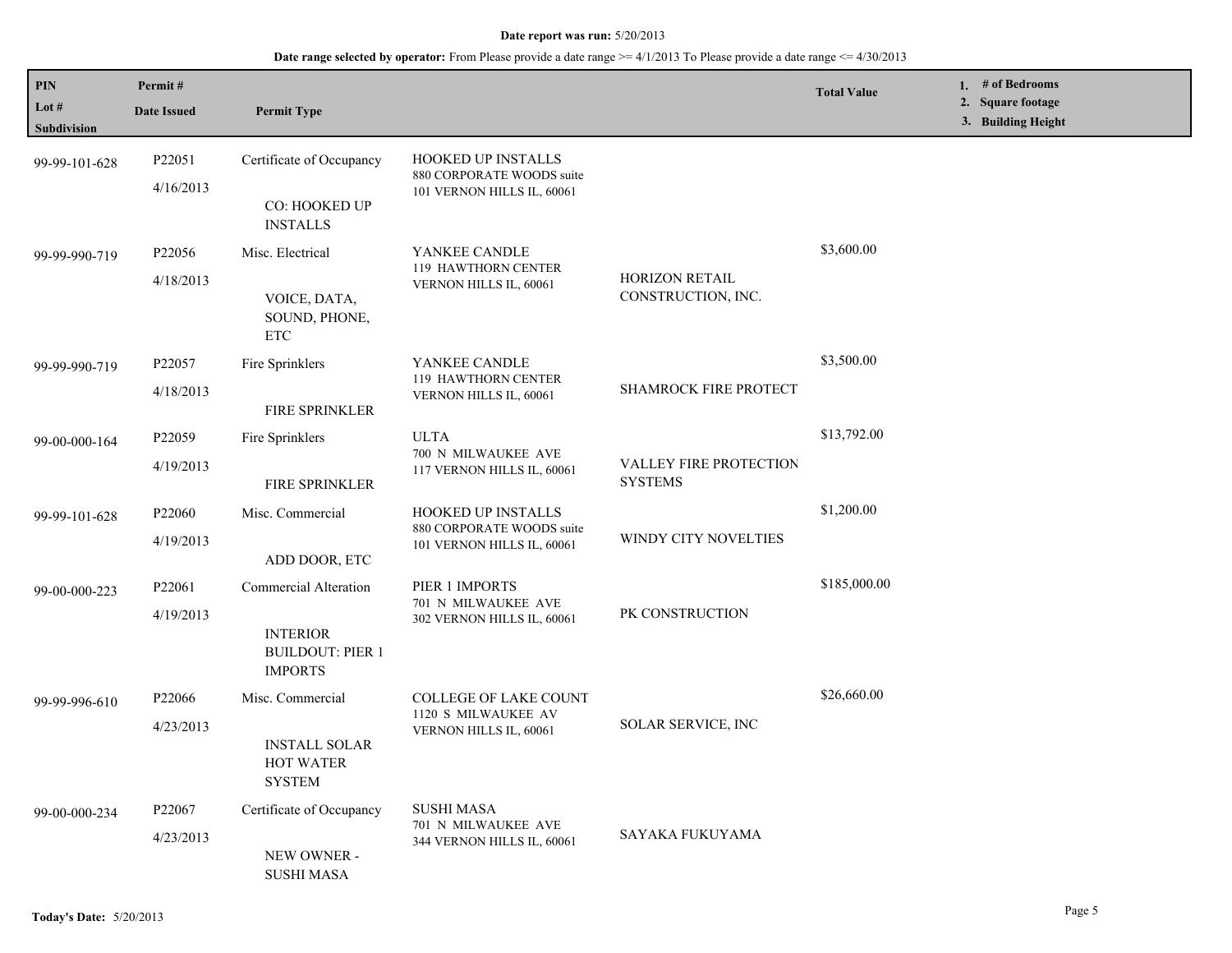**Date report was run:** 5/20/2013

**Date range selected by operator:** From Please provide a date range >= 4/1/2013 To Please provide a date range <= 4/30/2013

| PIN<br>Lot #<br>Subdivision | Permit #<br>Date Issued | Permit Type | | | Total Value | 1. # of Bedrooms<br>2. Square footage<br>3. Building Height |
|---|---|---|---|---|---|---|
| 99-99-101-628 | P22051<br>4/16/2013 | Certificate of Occupancy<br><br>CO: HOOKED UP INSTALLS | HOOKED UP INSTALLS<br>880 CORPORATE WOODS suite 101 VERNON HILLS IL, 60061 | | | |
| 99-99-990-719 | P22056<br>4/18/2013 | Misc. Electrical<br><br>VOICE, DATA, SOUND, PHONE, ETC | YANKEE CANDLE<br>119 HAWTHORN CENTER VERNON HILLS IL, 60061 | HORIZON RETAIL CONSTRUCTION, INC. | $3,600.00 | |
| 99-99-990-719 | P22057<br>4/18/2013 | Fire Sprinklers<br><br>FIRE SPRINKLER | YANKEE CANDLE<br>119 HAWTHORN CENTER VERNON HILLS IL, 60061 | SHAMROCK FIRE PROTECT | $3,500.00 | |
| 99-00-000-164 | P22059<br>4/19/2013 | Fire Sprinklers<br><br>FIRE SPRINKLER | ULTA<br>700 N MILWAUKEE AVE 117 VERNON HILLS IL, 60061 | VALLEY FIRE PROTECTION SYSTEMS | $13,792.00 | |
| 99-99-101-628 | P22060<br>4/19/2013 | Misc. Commercial<br><br>ADD DOOR, ETC | HOOKED UP INSTALLS<br>880 CORPORATE WOODS suite 101 VERNON HILLS IL, 60061 | WINDY CITY NOVELTIES | $1,200.00 | |
| 99-00-000-223 | P22061<br>4/19/2013 | Commercial Alteration<br><br>INTERIOR BUILDOUT: PIER 1 IMPORTS | PIER 1 IMPORTS<br>701 N MILWAUKEE AVE 302 VERNON HILLS IL, 60061 | PK CONSTRUCTION | $185,000.00 | |
| 99-99-996-610 | P22066<br>4/23/2013 | Misc. Commercial<br><br>INSTALL SOLAR HOT WATER SYSTEM | COLLEGE OF LAKE COUNT<br>1120 S MILWAUKEE AV VERNON HILLS IL, 60061 | SOLAR SERVICE, INC | $26,660.00 | |
| 99-00-000-234 | P22067<br>4/23/2013 | Certificate of Occupancy<br><br>NEW OWNER - SUSHI MASA | SUSHI MASA<br>701 N MILWAUKEE AVE 344 VERNON HILLS IL, 60061 | SAYAKA FUKUYAMA | | |

**Today's Date:** 5/20/2013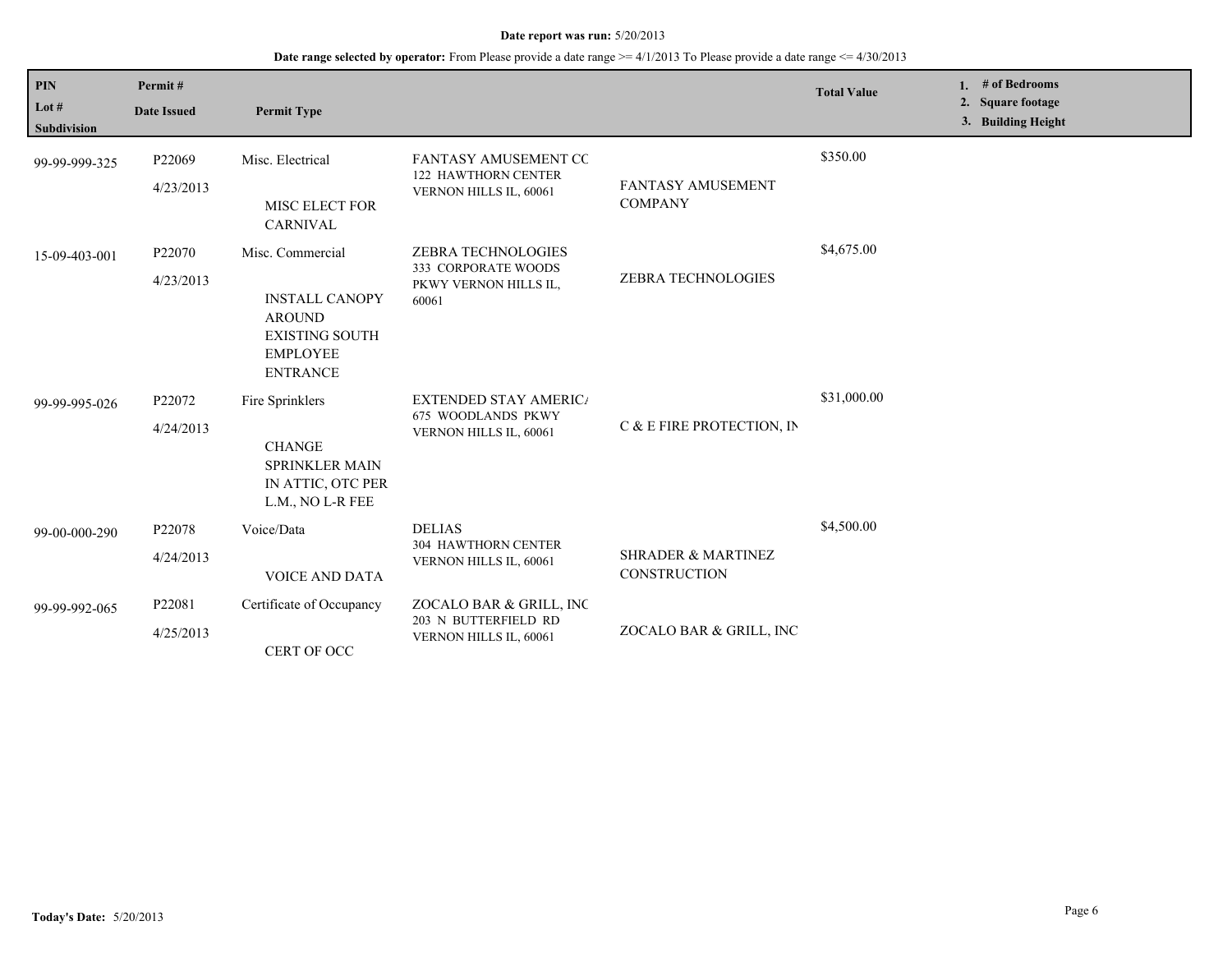**Date report was run:** 5/20/2013

**Date range selected by operator:** From Please provide a date range >= 4/1/2013 To Please provide a date range <= 4/30/2013

| PIN<br>Lot #<br>Subdivision | Permit #<br>Date Issued | Permit Type | | | Total Value | 1. # of Bedrooms<br>2. Square footage<br>3. Building Height |
|---|---|---|---|---|---|---|
| 99-99-999-325 | P22069<br>4/23/2013 | Misc. Electrical<br><br>MISC ELECT FOR CARNIVAL | FANTASY AMUSEMENT CC<br>122 HAWTHORN CENTER<br>VERNON HILLS IL, 60061 | FANTASY AMUSEMENT COMPANY | $350.00 | |
| 15-09-403-001 | P22070<br>4/23/2013 | Misc. Commercial<br><br>INSTALL CANOPY AROUND EXISTING SOUTH EMPLOYEE ENTRANCE | ZEBRA TECHNOLOGIES<br>333 CORPORATE WOODS PKWY VERNON HILLS IL, 60061 | ZEBRA TECHNOLOGIES | $4,675.00 | |
| 99-99-995-026 | P22072<br>4/24/2013 | Fire Sprinklers<br><br>CHANGE SPRINKLER MAIN IN ATTIC, OTC PER L.M., NO L-R FEE | EXTENDED STAY AMERICA<br>675 WOODLANDS PKWY<br>VERNON HILLS IL, 60061 | C & E FIRE PROTECTION, IN | $31,000.00 | |
| 99-00-000-290 | P22078<br>4/24/2013 | Voice/Data<br><br>VOICE AND DATA | DELIAS<br>304 HAWTHORN CENTER<br>VERNON HILLS IL, 60061 | SHRADER & MARTINEZ CONSTRUCTION | $4,500.00 | |
| 99-99-992-065 | P22081<br>4/25/2013 | Certificate of Occupancy<br><br>CERT OF OCC | ZOCALO BAR & GRILL, INC<br>203 N BUTTERFIELD RD<br>VERNON HILLS IL, 60061 | ZOCALO BAR & GRILL, INC | | |

**Today's Date:** 5/20/2013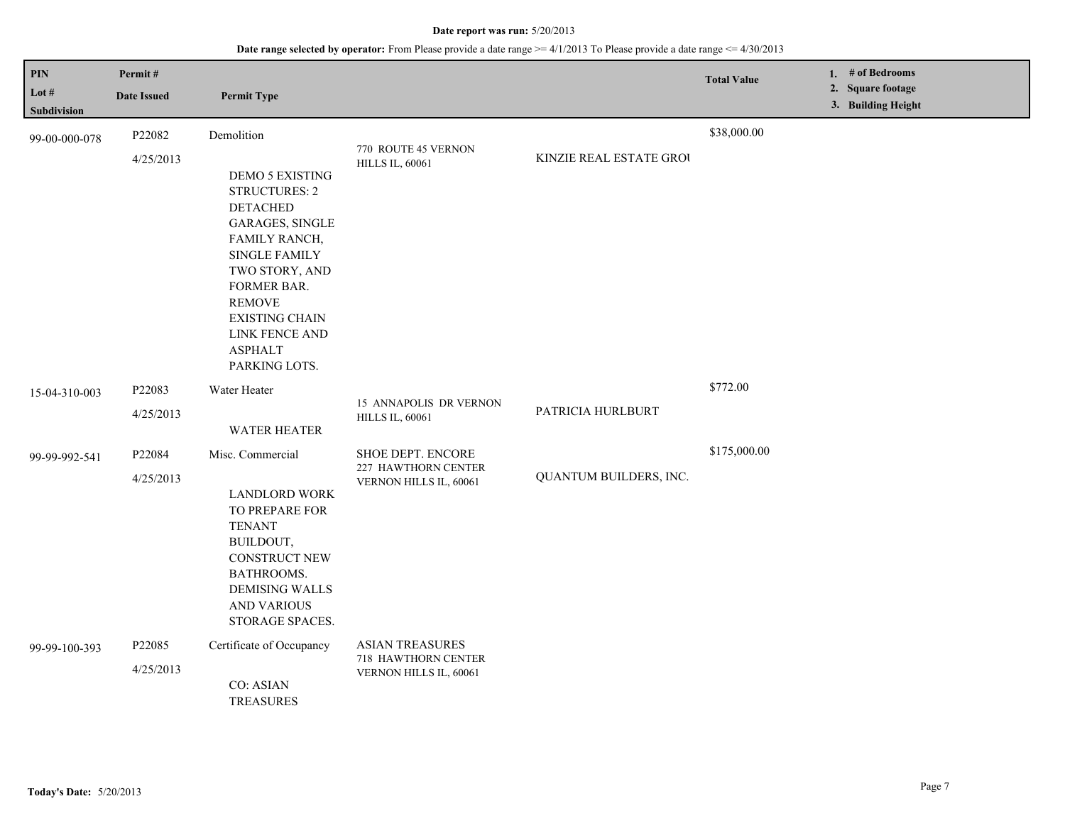**Date report was run:** 5/20/2013

**Date range selected by operator:** From Please provide a date range >= 4/1/2013 To Please provide a date range <= 4/30/2013

| PIN / Lot # / Subdivision | Permit # / Date Issued | Permit Type | | | Total Value | 1. # of Bedrooms 2. Square footage 3. Building Height |
|---|---|---|---|---|---|---|
| 99-00-000-078 | P22082 4/25/2013 | Demolition DEMO 5 EXISTING STRUCTURES: 2 DETACHED GARAGES, SINGLE FAMILY RANCH, SINGLE FAMILY TWO STORY, AND FORMER BAR. REMOVE EXISTING CHAIN LINK FENCE AND ASPHALT PARKING LOTS. | 770 ROUTE 45 VERNON HILLS IL, 60061 | KINZIE REAL ESTATE GROI | $38,000.00 | |
| 15-04-310-003 | P22083 4/25/2013 | Water Heater WATER HEATER | 15 ANNAPOLIS DR VERNON HILLS IL, 60061 | PATRICIA HURLBURT | $772.00 | |
| 99-99-992-541 | P22084 4/25/2013 | Misc. Commercial LANDLORD WORK TO PREPARE FOR TENANT BUILDOUT, CONSTRUCT NEW BATHROOMS. DEMISING WALLS AND VARIOUS STORAGE SPACES. | SHOE DEPT. ENCORE 227 HAWTHORN CENTER VERNON HILLS IL, 60061 | QUANTUM BUILDERS, INC. | $175,000.00 | |
| 99-99-100-393 | P22085 4/25/2013 | Certificate of Occupancy CO: ASIAN TREASURES | ASIAN TREASURES 718 HAWTHORN CENTER VERNON HILLS IL, 60061 | | | |

**Today's Date:** 5/20/2013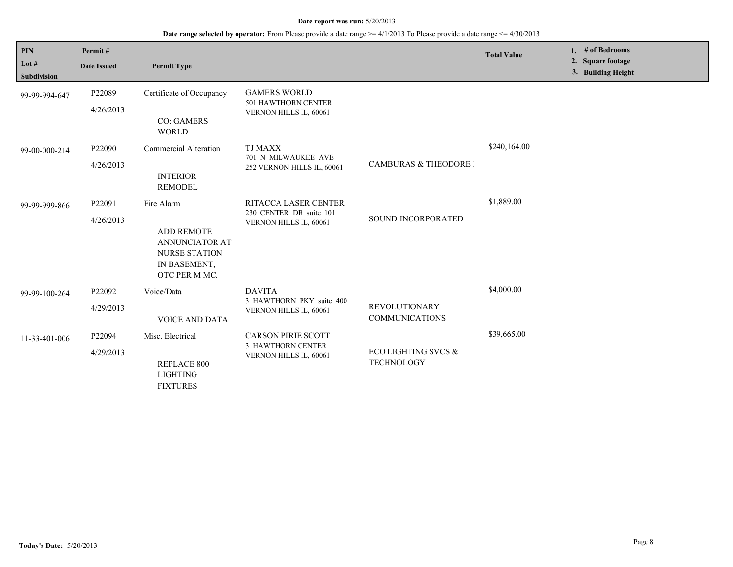**Date report was run:** 5/20/2013

**Date range selected by operator:** From Please provide a date range >= 4/1/2013 To Please provide a date range <= 4/30/2013

| PIN<br>Lot #<br>Subdivision | Permit #<br>Date Issued | Permit Type | | | Total Value | 1. # of Bedrooms<br>2. Square footage<br>3. Building Height |
|---|---|---|---|---|---|---|
| 99-99-994-647 | P22089<br>4/26/2013 | Certificate of Occupancy<br><br>CO: GAMERS WORLD | GAMERS WORLD<br>501 HAWTHORN CENTER<br>VERNON HILLS IL, 60061 | | | |
| 99-00-000-214 | P22090<br>4/26/2013 | Commercial Alteration<br><br>INTERIOR REMODEL | TJ MAXX<br>701 N MILWAUKEE AVE<br>252 VERNON HILLS IL, 60061 | CAMBURAS & THEODORE I | $240,164.00 | |
| 99-99-999-866 | P22091<br>4/26/2013 | Fire Alarm<br><br>ADD REMOTE ANNUNCIATOR AT NURSE STATION IN BASEMENT, OTC PER M MC. | RITACCA LASER CENTER<br>230 CENTER DR suite 101<br>VERNON HILLS IL, 60061 | SOUND INCORPORATED | $1,889.00 | |
| 99-99-100-264 | P22092<br>4/29/2013 | Voice/Data<br><br>VOICE AND DATA | DAVITA<br>3 HAWTHORN PKY suite 400<br>VERNON HILLS IL, 60061 | REVOLUTIONARY COMMUNICATIONS | $4,000.00 | |
| 11-33-401-006 | P22094<br>4/29/2013 | Misc. Electrical<br><br>REPLACE 800 LIGHTING FIXTURES | CARSON PIRIE SCOTT<br>3 HAWTHORN CENTER<br>VERNON HILLS IL, 60061 | ECO LIGHTING SVCS & TECHNOLOGY | $39,665.00 | |

**Today's Date:** 5/20/2013